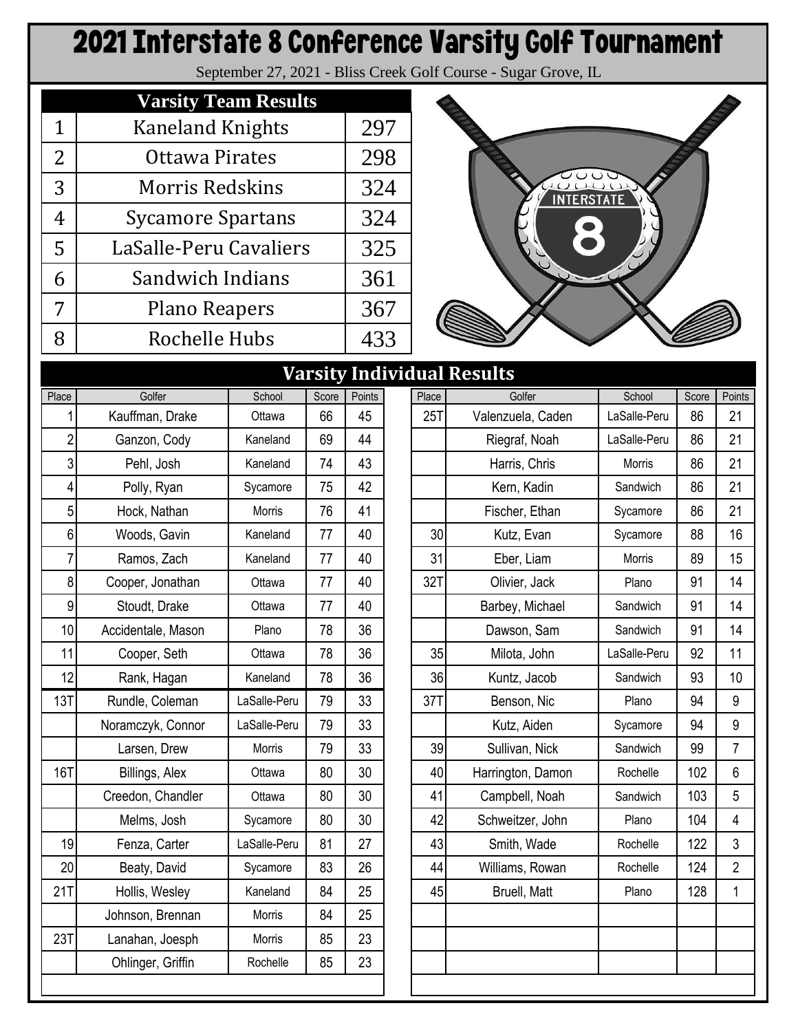# 2021 Interstate 8 Conference Varsity Golf Tournament

September 27, 2021 - Bliss Creek Golf Course - Sugar Grove, IL

## Varsity Team Results

| | Team | Score |
|---|---|---|
| 1 | Kaneland Knights | 297 |
| 2 | Ottawa Pirates | 298 |
| 3 | Morris Redskins | 324 |
| 4 | Sycamore Spartans | 324 |
| 5 | LaSalle-Peru Cavaliers | 325 |
| 6 | Sandwich Indians | 361 |
| 7 | Plano Reapers | 367 |
| 8 | Rochelle Hubs | 433 |

## Varsity Individual Results

| Place | Golfer | School | Score | Points |
|---|---|---|---|---|
| 1 | Kauffman, Drake | Ottawa | 66 | 45 |
| 2 | Ganzon, Cody | Kaneland | 69 | 44 |
| 3 | Pehl, Josh | Kaneland | 74 | 43 |
| 4 | Polly, Ryan | Sycamore | 75 | 42 |
| 5 | Hock, Nathan | Morris | 76 | 41 |
| 6 | Woods, Gavin | Kaneland | 77 | 40 |
| 7 | Ramos, Zach | Kaneland | 77 | 40 |
| 8 | Cooper, Jonathan | Ottawa | 77 | 40 |
| 9 | Stoudt, Drake | Ottawa | 77 | 40 |
| 10 | Accidentale, Mason | Plano | 78 | 36 |
| 11 | Cooper, Seth | Ottawa | 78 | 36 |
| 12 | Rank, Hagan | Kaneland | 78 | 36 |
| 13T | Rundle, Coleman | LaSalle-Peru | 79 | 33 |
| | Noramczyk, Connor | LaSalle-Peru | 79 | 33 |
| | Larsen, Drew | Morris | 79 | 33 |
| 16T | Billings, Alex | Ottawa | 80 | 30 |
| | Creedon, Chandler | Ottawa | 80 | 30 |
| | Melms, Josh | Sycamore | 80 | 30 |
| 19 | Fenza, Carter | LaSalle-Peru | 81 | 27 |
| 20 | Beaty, David | Sycamore | 83 | 26 |
| 21T | Hollis, Wesley | Kaneland | 84 | 25 |
| | Johnson, Brennan | Morris | 84 | 25 |
| 23T | Lanahan, Joesph | Morris | 85 | 23 |
| | Ohlinger, Griffin | Rochelle | 85 | 23 |
| 25T | Valenzuela, Caden | LaSalle-Peru | 86 | 21 |
| | Riegraf, Noah | LaSalle-Peru | 86 | 21 |
| | Harris, Chris | Morris | 86 | 21 |
| | Kern, Kadin | Sandwich | 86 | 21 |
| | Fischer, Ethan | Sycamore | 86 | 21 |
| 30 | Kutz, Evan | Sycamore | 88 | 16 |
| 31 | Eber, Liam | Morris | 89 | 15 |
| 32T | Olivier, Jack | Plano | 91 | 14 |
| | Barbey, Michael | Sandwich | 91 | 14 |
| | Dawson, Sam | Sandwich | 91 | 14 |
| 35 | Milota, John | LaSalle-Peru | 92 | 11 |
| 36 | Kuntz, Jacob | Sandwich | 93 | 10 |
| 37T | Benson, Nic | Plano | 94 | 9 |
| | Kutz, Aiden | Sycamore | 94 | 9 |
| 39 | Sullivan, Nick | Sandwich | 99 | 7 |
| 40 | Harrington, Damon | Rochelle | 102 | 6 |
| 41 | Campbell, Noah | Sandwich | 103 | 5 |
| 42 | Schweitzer, John | Plano | 104 | 4 |
| 43 | Smith, Wade | Rochelle | 122 | 3 |
| 44 | Williams, Rowan | Rochelle | 124 | 2 |
| 45 | Bruell, Matt | Plano | 128 | 1 |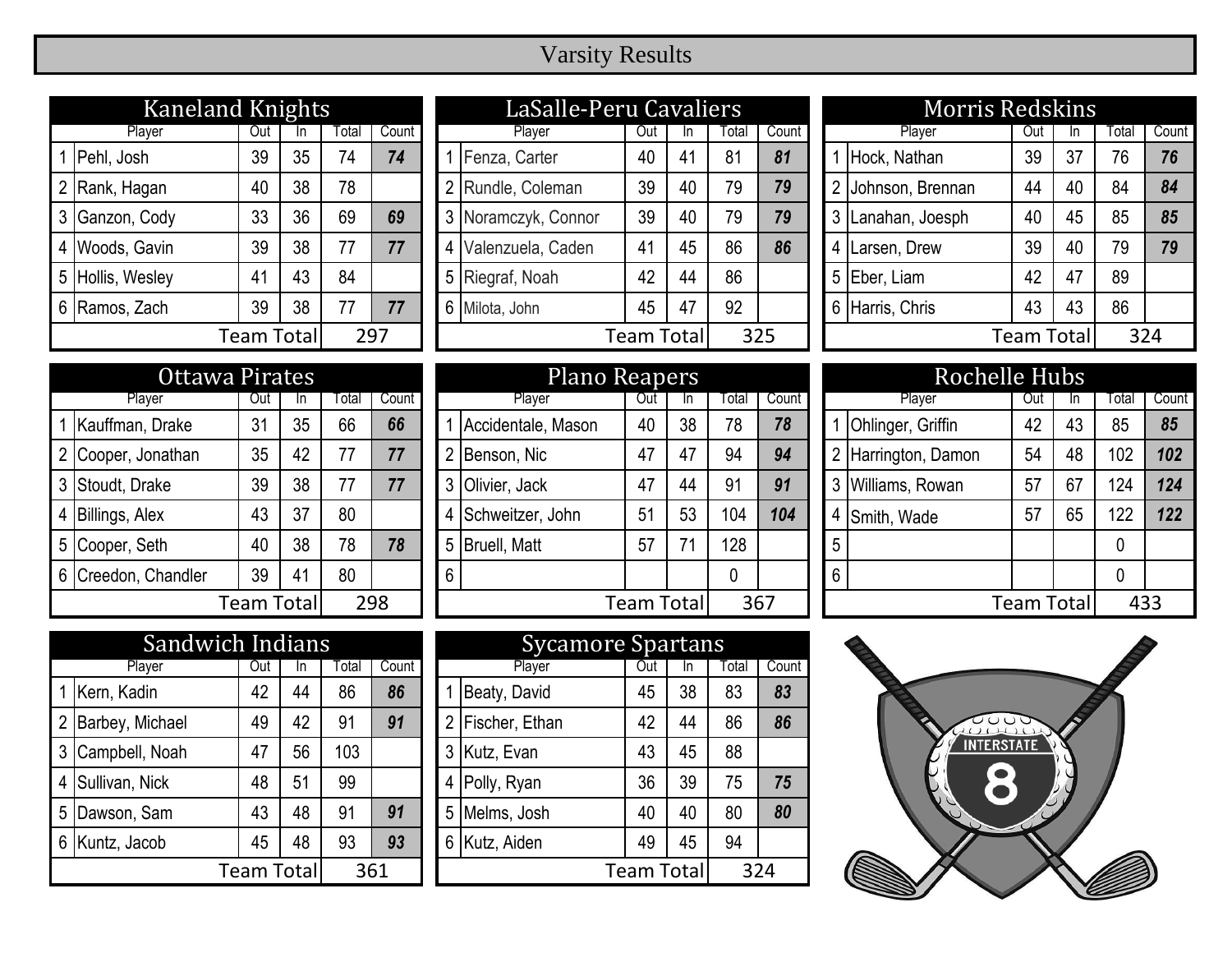# Varsity Results

## Kaneland Knights

| # | Player | Out | In | Total | Count |
|---|---|---|---|---|---|
| 1 | Pehl, Josh | 39 | 35 | 74 | ***74*** |
| 2 | Rank, Hagan | 40 | 38 | 78 | |
| 3 | Ganzon, Cody | 33 | 36 | 69 | ***69*** |
| 4 | Woods, Gavin | 39 | 38 | 77 | ***77*** |
| 5 | Hollis, Wesley | 41 | 43 | 84 | |
| 6 | Ramos, Zach | 39 | 38 | 77 | ***77*** |
| | | | Team Total | 297 | |

## LaSalle-Peru Cavaliers

| # | Player | Out | In | Total | Count |
|---|---|---|---|---|---|
| 1 | Fenza, Carter | 40 | 41 | 81 | ***81*** |
| 2 | Rundle, Coleman | 39 | 40 | 79 | ***79*** |
| 3 | Noramczyk, Connor | 39 | 40 | 79 | ***79*** |
| 4 | Valenzuela, Caden | 41 | 45 | 86 | ***86*** |
| 5 | Riegraf, Noah | 42 | 44 | 86 | |
| 6 | Milota, John | 45 | 47 | 92 | |
| | | | Team Total | 325 | |

## Morris Redskins

| # | Player | Out | In | Total | Count |
|---|---|---|---|---|---|
| 1 | Hock, Nathan | 39 | 37 | 76 | ***76*** |
| 2 | Johnson, Brennan | 44 | 40 | 84 | ***84*** |
| 3 | Lanahan, Joesph | 40 | 45 | 85 | ***85*** |
| 4 | Larsen, Drew | 39 | 40 | 79 | ***79*** |
| 5 | Eber, Liam | 42 | 47 | 89 | |
| 6 | Harris, Chris | 43 | 43 | 86 | |
| | | | Team Total | 324 | |

## Ottawa Pirates

| # | Player | Out | In | Total | Count |
|---|---|---|---|---|---|
| 1 | Kauffman, Drake | 31 | 35 | 66 | ***66*** |
| 2 | Cooper, Jonathan | 35 | 42 | 77 | ***77*** |
| 3 | Stoudt, Drake | 39 | 38 | 77 | ***77*** |
| 4 | Billings, Alex | 43 | 37 | 80 | |
| 5 | Cooper, Seth | 40 | 38 | 78 | ***78*** |
| 6 | Creedon, Chandler | 39 | 41 | 80 | |
| | | | Team Total | 298 | |

## Plano Reapers

| # | Player | Out | In | Total | Count |
|---|---|---|---|---|---|
| 1 | Accidentale, Mason | 40 | 38 | 78 | ***78*** |
| 2 | Benson, Nic | 47 | 47 | 94 | ***94*** |
| 3 | Olivier, Jack | 47 | 44 | 91 | ***91*** |
| 4 | Schweitzer, John | 51 | 53 | 104 | ***104*** |
| 5 | Bruell, Matt | 57 | 71 | 128 | |
| 6 | | | | 0 | |
| | | | Team Total | 367 | |

## Rochelle Hubs

| # | Player | Out | In | Total | Count |
|---|---|---|---|---|---|
| 1 | Ohlinger, Griffin | 42 | 43 | 85 | ***85*** |
| 2 | Harrington, Damon | 54 | 48 | 102 | ***102*** |
| 3 | Williams, Rowan | 57 | 67 | 124 | ***124*** |
| 4 | Smith, Wade | 57 | 65 | 122 | ***122*** |
| 5 | | | | 0 | |
| 6 | | | | 0 | |
| | | | Team Total | 433 | |

## Sandwich Indians

| # | Player | Out | In | Total | Count |
|---|---|---|---|---|---|
| 1 | Kern, Kadin | 42 | 44 | 86 | ***86*** |
| 2 | Barbey, Michael | 49 | 42 | 91 | ***91*** |
| 3 | Campbell, Noah | 47 | 56 | 103 | |
| 4 | Sullivan, Nick | 48 | 51 | 99 | |
| 5 | Dawson, Sam | 43 | 48 | 91 | ***91*** |
| 6 | Kuntz, Jacob | 45 | 48 | 93 | ***93*** |
| | | | Team Total | 361 | |

## Sycamore Spartans

| # | Player | Out | In | Total | Count |
|---|---|---|---|---|---|
| 1 | Beaty, David | 45 | 38 | 83 | ***83*** |
| 2 | Fischer, Ethan | 42 | 44 | 86 | ***86*** |
| 3 | Kutz, Evan | 43 | 45 | 88 | |
| 4 | Polly, Ryan | 36 | 39 | 75 | ***75*** |
| 5 | Melms, Josh | 40 | 40 | 80 | ***80*** |
| 6 | Kutz, Aiden | 49 | 45 | 94 | |
| | | | Team Total | 324 | |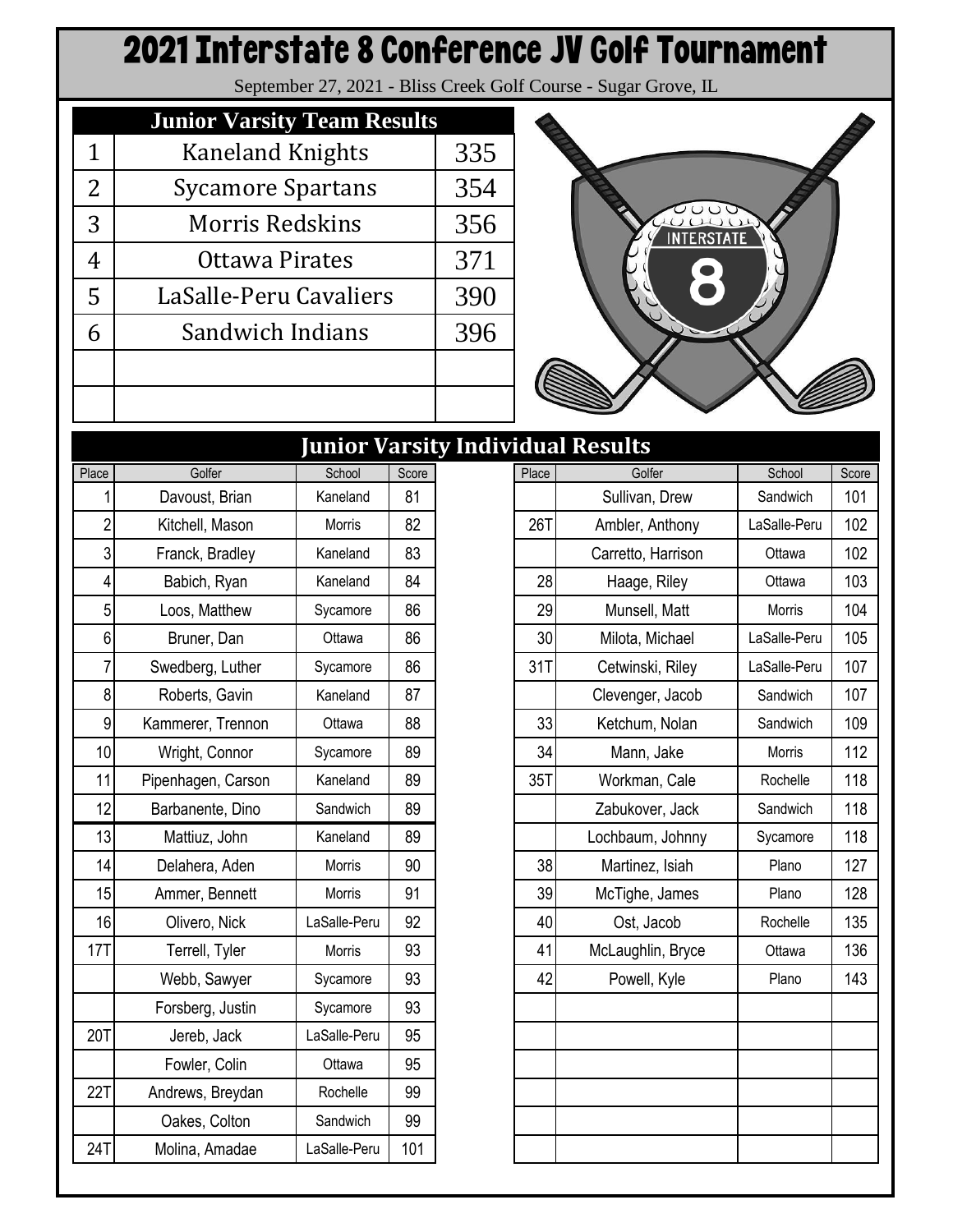# 2021 Interstate 8 Conference JV Golf Tournament

September 27, 2021 - Bliss Creek Golf Course - Sugar Grove, IL

## Junior Varsity Team Results

| | | |
|---|---|---|
| 1 | Kaneland Knights | 335 |
| 2 | Sycamore Spartans | 354 |
| 3 | Morris Redskins | 356 |
| 4 | Ottawa Pirates | 371 |
| 5 | LaSalle-Peru Cavaliers | 390 |
| 6 | Sandwich Indians | 396 |
| | | |
| | | |

## Junior Varsity Individual Results

| Place | Golfer | School | Score |
|---|---|---|---|
| 1 | Davoust, Brian | Kaneland | 81 |
| 2 | Kitchell, Mason | Morris | 82 |
| 3 | Franck, Bradley | Kaneland | 83 |
| 4 | Babich, Ryan | Kaneland | 84 |
| 5 | Loos, Matthew | Sycamore | 86 |
| 6 | Bruner, Dan | Ottawa | 86 |
| 7 | Swedberg, Luther | Sycamore | 86 |
| 8 | Roberts, Gavin | Kaneland | 87 |
| 9 | Kammerer, Trennon | Ottawa | 88 |
| 10 | Wright, Connor | Sycamore | 89 |
| 11 | Pipenhagen, Carson | Kaneland | 89 |
| 12 | Barbanente, Dino | Sandwich | 89 |
| 13 | Mattiuz, John | Kaneland | 89 |
| 14 | Delahera, Aden | Morris | 90 |
| 15 | Ammer, Bennett | Morris | 91 |
| 16 | Olivero, Nick | LaSalle-Peru | 92 |
| 17T | Terrell, Tyler | Morris | 93 |
| | Webb, Sawyer | Sycamore | 93 |
| | Forsberg, Justin | Sycamore | 93 |
| 20T | Jereb, Jack | LaSalle-Peru | 95 |
| | Fowler, Colin | Ottawa | 95 |
| 22T | Andrews, Breydan | Rochelle | 99 |
| | Oakes, Colton | Sandwich | 99 |
| 24T | Molina, Amadae | LaSalle-Peru | 101 |
| | Sullivan, Drew | Sandwich | 101 |
| 26T | Ambler, Anthony | LaSalle-Peru | 102 |
| | Carretto, Harrison | Ottawa | 102 |
| 28 | Haage, Riley | Ottawa | 103 |
| 29 | Munsell, Matt | Morris | 104 |
| 30 | Milota, Michael | LaSalle-Peru | 105 |
| 31T | Cetwinski, Riley | LaSalle-Peru | 107 |
| | Clevenger, Jacob | Sandwich | 107 |
| 33 | Ketchum, Nolan | Sandwich | 109 |
| 34 | Mann, Jake | Morris | 112 |
| 35T | Workman, Cale | Rochelle | 118 |
| | Zabukover, Jack | Sandwich | 118 |
| | Lochbaum, Johnny | Sycamore | 118 |
| 38 | Martinez, Isiah | Plano | 127 |
| 39 | McTighe, James | Plano | 128 |
| 40 | Ost, Jacob | Rochelle | 135 |
| 41 | McLaughlin, Bryce | Ottawa | 136 |
| 42 | Powell, Kyle | Plano | 143 |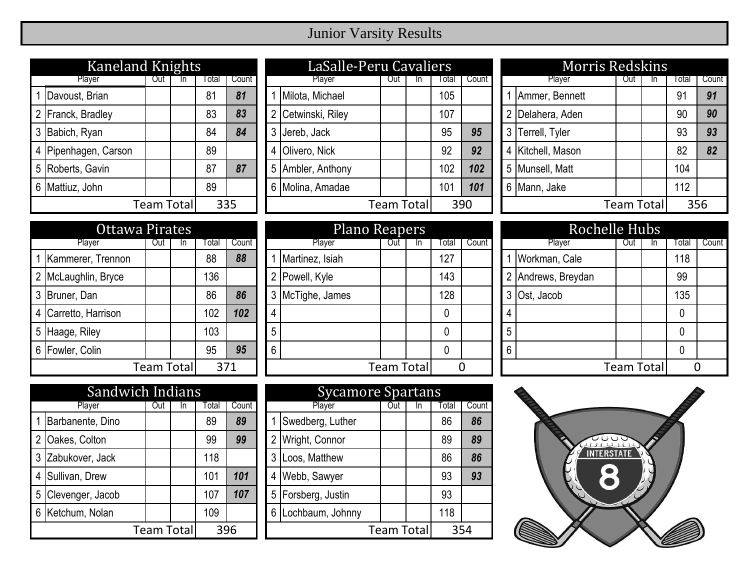# Junior Varsity Results

## Kaneland Knights

| | Player | Out | In | Total | Count |
|---|---|---|---|---|---|
| 1 | Davoust, Brian | | | 81 | ***81*** |
| 2 | Franck, Bradley | | | 83 | ***83*** |
| 3 | Babich, Ryan | | | 84 | ***84*** |
| 4 | Pipenhagen, Carson | | | 89 | |
| 5 | Roberts, Gavin | | | 87 | ***87*** |
| 6 | Mattiuz, John | | | 89 | |
| | | | Team Total | 335 | |

## LaSalle-Peru Cavaliers

| | Player | Out | In | Total | Count |
|---|---|---|---|---|---|
| 1 | Milota, Michael | | | 105 | |
| 2 | Cetwinski, Riley | | | 107 | |
| 3 | Jereb, Jack | | | 95 | ***95*** |
| 4 | Olivero, Nick | | | 92 | ***92*** |
| 5 | Ambler, Anthony | | | 102 | ***102*** |
| 6 | Molina, Amadae | | | 101 | ***101*** |
| | | | Team Total | 390 | |

## Morris Redskins

| | Player | Out | In | Total | Count |
|---|---|---|---|---|---|
| 1 | Ammer, Bennett | | | 91 | ***91*** |
| 2 | Delahera, Aden | | | 90 | ***90*** |
| 3 | Terrell, Tyler | | | 93 | ***93*** |
| 4 | Kitchell, Mason | | | 82 | ***82*** |
| 5 | Munsell, Matt | | | 104 | |
| 6 | Mann, Jake | | | 112 | |
| | | | Team Total | 356 | |

## Ottawa Pirates

| | Player | Out | In | Total | Count |
|---|---|---|---|---|---|
| 1 | Kammerer, Trennon | | | 88 | ***88*** |
| 2 | McLaughlin, Bryce | | | 136 | |
| 3 | Bruner, Dan | | | 86 | ***86*** |
| 4 | Carretto, Harrison | | | 102 | ***102*** |
| 5 | Haage, Riley | | | 103 | |
| 6 | Fowler, Colin | | | 95 | ***95*** |
| | | | Team Total | 371 | |

## Plano Reapers

| | Player | Out | In | Total | Count |
|---|---|---|---|---|---|
| 1 | Martinez, Isiah | | | 127 | |
| 2 | Powell, Kyle | | | 143 | |
| 3 | McTighe, James | | | 128 | |
| 4 | | | | 0 | |
| 5 | | | | 0 | |
| 6 | | | | 0 | |
| | | | Team Total | 0 | |

## Rochelle Hubs

| | Player | Out | In | Total | Count |
|---|---|---|---|---|---|
| 1 | Workman, Cale | | | 118 | |
| 2 | Andrews, Breydan | | | 99 | |
| 3 | Ost, Jacob | | | 135 | |
| 4 | | | | 0 | |
| 5 | | | | 0 | |
| 6 | | | | 0 | |
| | | | Team Total | 0 | |

## Sandwich Indians

| | Player | Out | In | Total | Count |
|---|---|---|---|---|---|
| 1 | Barbanente, Dino | | | 89 | ***89*** |
| 2 | Oakes, Colton | | | 99 | ***99*** |
| 3 | Zabukover, Jack | | | 118 | |
| 4 | Sullivan, Drew | | | 101 | ***101*** |
| 5 | Clevenger, Jacob | | | 107 | ***107*** |
| 6 | Ketchum, Nolan | | | 109 | |
| | | | Team Total | 396 | |

## Sycamore Spartans

| | Player | Out | In | Total | Count |
|---|---|---|---|---|---|
| 1 | Swedberg, Luther | | | 86 | ***86*** |
| 2 | Wright, Connor | | | 89 | ***89*** |
| 3 | Loos, Matthew | | | 86 | ***86*** |
| 4 | Webb, Sawyer | | | 93 | ***93*** |
| 5 | Forsberg, Justin | | | 93 | |
| 6 | Lochbaum, Johnny | | | 118 | |
| | | | Team Total | 354 | |

INTERSTATE 8